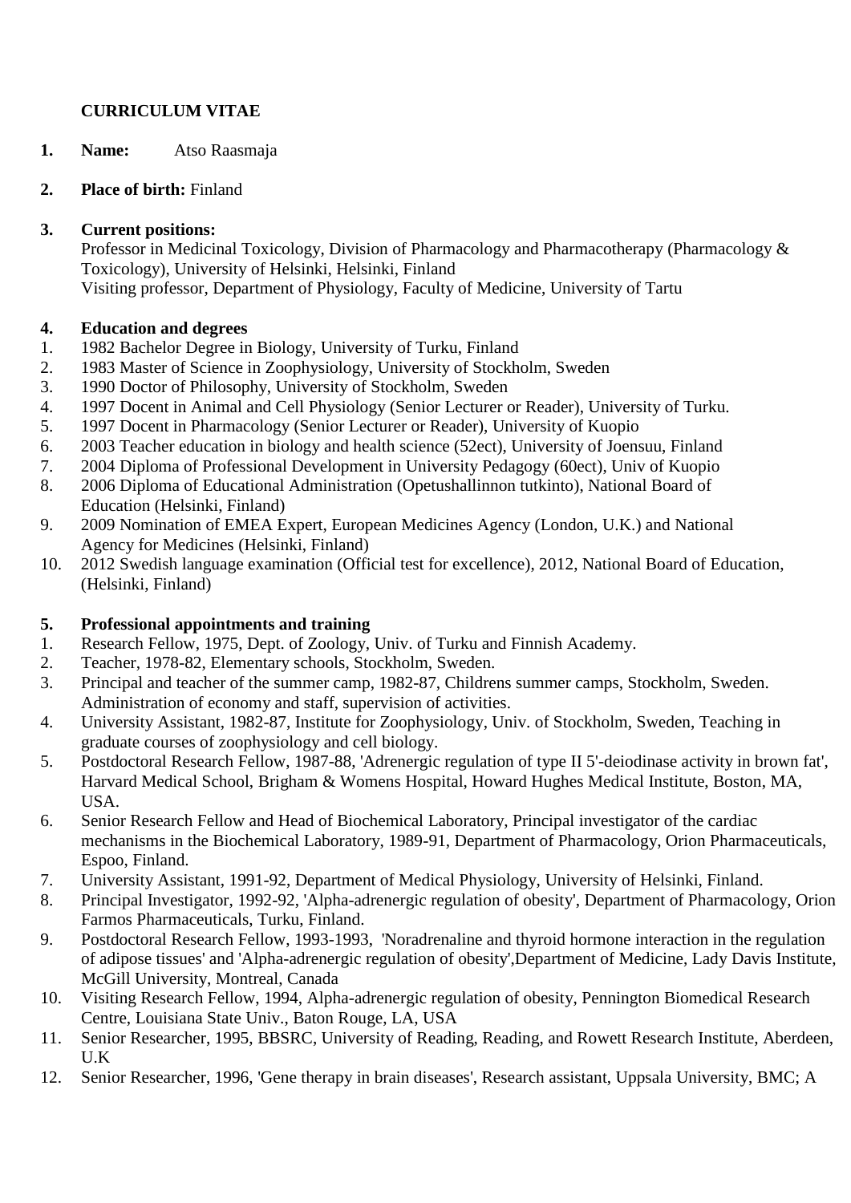**CURRICULUM VITAE**

1. **Name:** Atso Raasmaja

2. **Place of birth:** Finland

3. **Current positions:**
   Professor in Medicinal Toxicology, Division of Pharmacology and Pharmacotherapy (Pharmacology & Toxicology), University of Helsinki, Helsinki, Finland
   Visiting professor, Department of Physiology, Faculty of Medicine, University of Tartu

4. **Education and degrees**

1. 1982 Bachelor Degree in Biology, University of Turku, Finland
2. 1983 Master of Science in Zoophysiology, University of Stockholm, Sweden
3. 1990 Doctor of Philosophy, University of Stockholm, Sweden
4. 1997 Docent in Animal and Cell Physiology (Senior Lecturer or Reader), University of Turku.
5. 1997 Docent in Pharmacology (Senior Lecturer or Reader), University of Kuopio
6. 2003 Teacher education in biology and health science (52ect), University of Joensuu, Finland
7. 2004 Diploma of Professional Development in University Pedagogy (60ect), Univ of Kuopio
8. 2006 Diploma of Educational Administration (Opetushallinnon tutkinto), National Board of Education (Helsinki, Finland)
9. 2009 Nomination of EMEA Expert, European Medicines Agency (London, U.K.) and National Agency for Medicines (Helsinki, Finland)
10. 2012 Swedish language examination (Official test for excellence), 2012, National Board of Education, (Helsinki, Finland)

5. **Professional appointments and training**

1. Research Fellow, 1975, Dept. of Zoology, Univ. of Turku and Finnish Academy.
2. Teacher, 1978-82, Elementary schools, Stockholm, Sweden.
3. Principal and teacher of the summer camp, 1982-87, Childrens summer camps, Stockholm, Sweden. Administration of economy and staff, supervision of activities.
4. University Assistant, 1982-87, Institute for Zoophysiology, Univ. of Stockholm, Sweden, Teaching in graduate courses of zoophysiology and cell biology.
5. Postdoctoral Research Fellow, 1987-88, 'Adrenergic regulation of type II 5'-deiodinase activity in brown fat', Harvard Medical School, Brigham & Womens Hospital, Howard Hughes Medical Institute, Boston, MA, USA.
6. Senior Research Fellow and Head of Biochemical Laboratory, Principal investigator of the cardiac mechanisms in the Biochemical Laboratory, 1989-91, Department of Pharmacology, Orion Pharmaceuticals, Espoo, Finland.
7. University Assistant, 1991-92, Department of Medical Physiology, University of Helsinki, Finland.
8. Principal Investigator, 1992-92, 'Alpha-adrenergic regulation of obesity', Department of Pharmacology, Orion Farmos Pharmaceuticals, Turku, Finland.
9. Postdoctoral Research Fellow, 1993-1993, 'Noradrenaline and thyroid hormone interaction in the regulation of adipose tissues' and 'Alpha-adrenergic regulation of obesity',Department of Medicine, Lady Davis Institute, McGill University, Montreal, Canada
10. Visiting Research Fellow, 1994, Alpha-adrenergic regulation of obesity, Pennington Biomedical Research Centre, Louisiana State Univ., Baton Rouge, LA, USA
11. Senior Researcher, 1995, BBSRC, University of Reading, Reading, and Rowett Research Institute, Aberdeen, U.K
12. Senior Researcher, 1996, 'Gene therapy in brain diseases', Research assistant, Uppsala University, BMC; A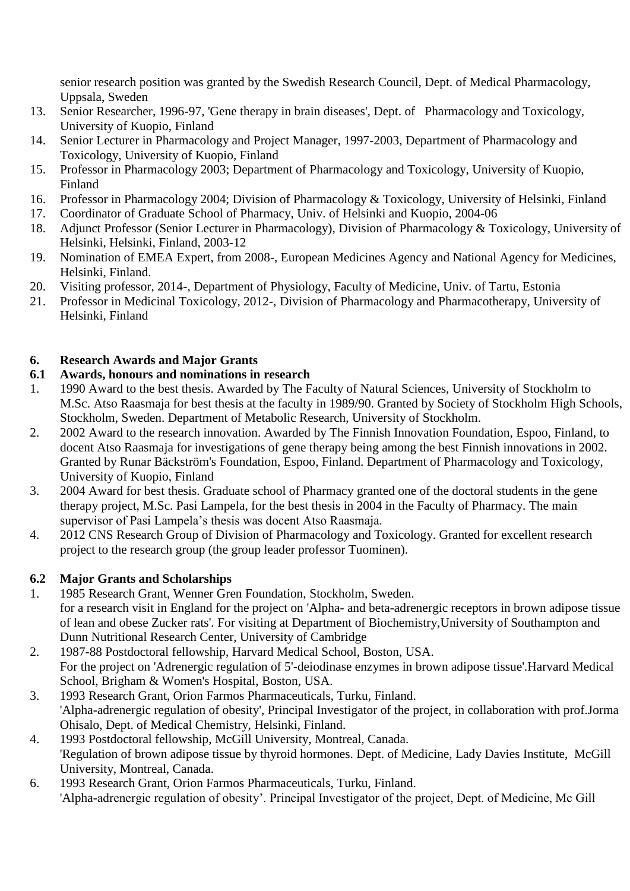senior research position was granted by the Swedish Research Council, Dept. of Medical Pharmacology, Uppsala, Sweden

13. Senior Researcher, 1996-97, 'Gene therapy in brain diseases', Dept. of Pharmacology and Toxicology, University of Kuopio, Finland
14. Senior Lecturer in Pharmacology and Project Manager, 1997-2003, Department of Pharmacology and Toxicology, University of Kuopio, Finland
15. Professor in Pharmacology 2003; Department of Pharmacology and Toxicology, University of Kuopio, Finland
16. Professor in Pharmacology 2004; Division of Pharmacology & Toxicology, University of Helsinki, Finland
17. Coordinator of Graduate School of Pharmacy, Univ. of Helsinki and Kuopio, 2004-06
18. Adjunct Professor (Senior Lecturer in Pharmacology), Division of Pharmacology & Toxicology, University of Helsinki, Helsinki, Finland, 2003-12
19. Nomination of EMEA Expert, from 2008-, European Medicines Agency and National Agency for Medicines, Helsinki, Finland.
20. Visiting professor, 2014-, Department of Physiology, Faculty of Medicine, Univ. of Tartu, Estonia
21. Professor in Medicinal Toxicology, 2012-, Division of Pharmacology and Pharmacotherapy, University of Helsinki, Finland

## 6. Research Awards and Major Grants

### 6.1 Awards, honours and nominations in research

1. 1990 Award to the best thesis. Awarded by The Faculty of Natural Sciences, University of Stockholm to M.Sc. Atso Raasmaja for best thesis at the faculty in 1989/90. Granted by Society of Stockholm High Schools, Stockholm, Sweden. Department of Metabolic Research, University of Stockholm.
2. 2002 Award to the research innovation. Awarded by The Finnish Innovation Foundation, Espoo, Finland, to docent Atso Raasmaja for investigations of gene therapy being among the best Finnish innovations in 2002. Granted by Runar Bäckström's Foundation, Espoo, Finland. Department of Pharmacology and Toxicology, University of Kuopio, Finland
3. 2004 Award for best thesis. Graduate school of Pharmacy granted one of the doctoral students in the gene therapy project, M.Sc. Pasi Lampela, for the best thesis in 2004 in the Faculty of Pharmacy. The main supervisor of Pasi Lampela's thesis was docent Atso Raasmaja.
4. 2012 CNS Research Group of Division of Pharmacology and Toxicology. Granted for excellent research project to the research group (the group leader professor Tuominen).

### 6.2 Major Grants and Scholarships

1. 1985 Research Grant, Wenner Gren Foundation, Stockholm, Sweden.
   for a research visit in England for the project on 'Alpha- and beta-adrenergic receptors in brown adipose tissue of lean and obese Zucker rats'. For visiting at Department of Biochemistry,University of Southampton and Dunn Nutritional Research Center, University of Cambridge
2. 1987-88 Postdoctoral fellowship, Harvard Medical School, Boston, USA.
   For the project on 'Adrenergic regulation of 5'-deiodinase enzymes in brown adipose tissue'.Harvard Medical School, Brigham & Women's Hospital, Boston, USA.
3. 1993 Research Grant, Orion Farmos Pharmaceuticals, Turku, Finland.
   'Alpha-adrenergic regulation of obesity', Principal Investigator of the project, in collaboration with prof.Jorma Ohisalo, Dept. of Medical Chemistry, Helsinki, Finland.
4. 1993 Postdoctoral fellowship, McGill University, Montreal, Canada.
   'Regulation of brown adipose tissue by thyroid hormones. Dept. of Medicine, Lady Davies Institute, McGill University, Montreal, Canada.

6. 1993 Research Grant, Orion Farmos Pharmaceuticals, Turku, Finland.
   'Alpha-adrenergic regulation of obesity'. Principal Investigator of the project, Dept. of Medicine, Mc Gill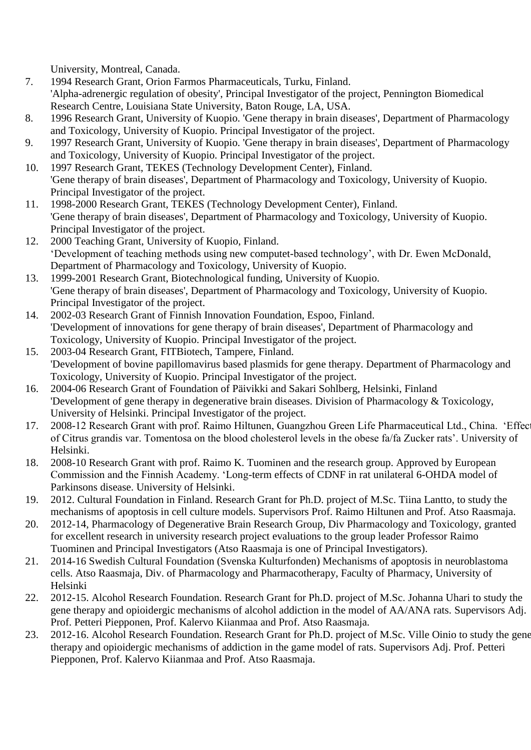University, Montreal, Canada.

7. 1994 Research Grant, Orion Farmos Pharmaceuticals, Turku, Finland. 'Alpha-adrenergic regulation of obesity', Principal Investigator of the project, Pennington Biomedical Research Centre, Louisiana State University, Baton Rouge, LA, USA.
8. 1996 Research Grant, University of Kuopio. 'Gene therapy in brain diseases', Department of Pharmacology and Toxicology, University of Kuopio. Principal Investigator of the project.
9. 1997 Research Grant, University of Kuopio. 'Gene therapy in brain diseases', Department of Pharmacology and Toxicology, University of Kuopio. Principal Investigator of the project.
10. 1997 Research Grant, TEKES (Technology Development Center), Finland. 'Gene therapy of brain diseases', Department of Pharmacology and Toxicology, University of Kuopio. Principal Investigator of the project.
11. 1998-2000 Research Grant, TEKES (Technology Development Center), Finland. 'Gene therapy of brain diseases', Department of Pharmacology and Toxicology, University of Kuopio. Principal Investigator of the project.
12. 2000 Teaching Grant, University of Kuopio, Finland. 'Development of teaching methods using new computet-based technology', with Dr. Ewen McDonald, Department of Pharmacology and Toxicology, University of Kuopio.
13. 1999-2001 Research Grant, Biotechnological funding, University of Kuopio. 'Gene therapy of brain diseases', Department of Pharmacology and Toxicology, University of Kuopio. Principal Investigator of the project.
14. 2002-03 Research Grant of Finnish Innovation Foundation, Espoo, Finland. 'Development of innovations for gene therapy of brain diseases', Department of Pharmacology and Toxicology, University of Kuopio. Principal Investigator of the project.
15. 2003-04 Research Grant, FITBiotech, Tampere, Finland. 'Development of bovine papillomavirus based plasmids for gene therapy. Department of Pharmacology and Toxicology, University of Kuopio. Principal Investigator of the project.
16. 2004-06 Research Grant of Foundation of Päivikki and Sakari Sohlberg, Helsinki, Finland 'Development of gene therapy in degenerative brain diseases. Division of Pharmacology & Toxicology, University of Helsinki. Principal Investigator of the project.
17. 2008-12 Research Grant with prof. Raimo Hiltunen, Guangzhou Green Life Pharmaceutical Ltd., China. 'Effect of Citrus grandis var. Tomentosa on the blood cholesterol levels in the obese fa/fa Zucker rats'. University of Helsinki.
18. 2008-10 Research Grant with prof. Raimo K. Tuominen and the research group. Approved by European Commission and the Finnish Academy. 'Long-term effects of CDNF in rat unilateral 6-OHDA model of Parkinsons disease. University of Helsinki.
19. 2012. Cultural Foundation in Finland. Research Grant for Ph.D. project of M.Sc. Tiina Lantto, to study the mechanisms of apoptosis in cell culture models. Supervisors Prof. Raimo Hiltunen and Prof. Atso Raasmaja.
20. 2012-14, Pharmacology of Degenerative Brain Research Group, Div Pharmacology and Toxicology, granted for excellent research in university research project evaluations to the group leader Professor Raimo Tuominen and Principal Investigators (Atso Raasmaja is one of Principal Investigators).
21. 2014-16 Swedish Cultural Foundation (Svenska Kulturfonden) Mechanisms of apoptosis in neuroblastoma cells. Atso Raasmaja, Div. of Pharmacology and Pharmacotherapy, Faculty of Pharmacy, University of Helsinki
22. 2012-15. Alcohol Research Foundation. Research Grant for Ph.D. project of M.Sc. Johanna Uhari to study the gene therapy and opioidergic mechanisms of alcohol addiction in the model of AA/ANA rats. Supervisors Adj. Prof. Petteri Piepponen, Prof. Kalervo Kiianmaa and Prof. Atso Raasmaja.
23. 2012-16. Alcohol Research Foundation. Research Grant for Ph.D. project of M.Sc. Ville Oinio to study the gene therapy and opioidergic mechanisms of addiction in the game model of rats. Supervisors Adj. Prof. Petteri Piepponen, Prof. Kalervo Kiianmaa and Prof. Atso Raasmaja.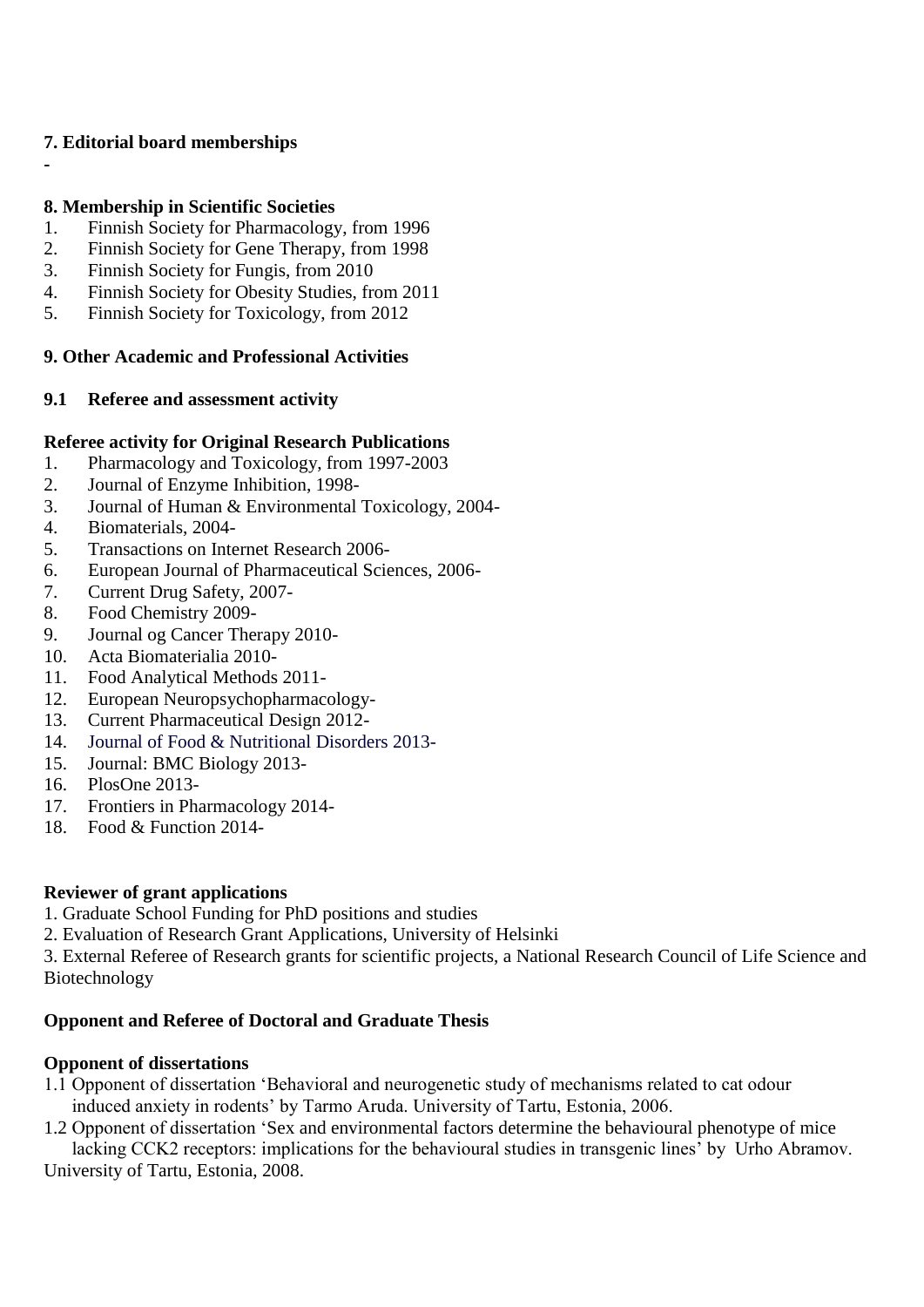## 7. Editorial board memberships

-

## 8. Membership in Scientific Societies

1. Finnish Society for Pharmacology, from 1996
2. Finnish Society for Gene Therapy, from 1998
3. Finnish Society for Fungis, from 2010
4. Finnish Society for Obesity Studies, from 2011
5. Finnish Society for Toxicology, from 2012

## 9. Other Academic and Professional Activities

### 9.1 Referee and assessment activity

**Referee activity for Original Research Publications**

1. Pharmacology and Toxicology, from 1997-2003
2. Journal of Enzyme Inhibition, 1998-
3. Journal of Human & Environmental Toxicology, 2004-
4. Biomaterials, 2004-
5. Transactions on Internet Research 2006-
6. European Journal of Pharmaceutical Sciences, 2006-
7. Current Drug Safety, 2007-
8. Food Chemistry 2009-
9. Journal og Cancer Therapy 2010-
10. Acta Biomaterialia 2010-
11. Food Analytical Methods 2011-
12. European Neuropsychopharmacology-
13. Current Pharmaceutical Design 2012-
14. Journal of Food & Nutritional Disorders 2013-
15. Journal: BMC Biology 2013-
16. PlosOne 2013-
17. Frontiers in Pharmacology 2014-
18. Food & Function 2014-

**Reviewer of grant applications**

1. Graduate School Funding for PhD positions and studies
2. Evaluation of Research Grant Applications, University of Helsinki
3. External Referee of Research grants for scientific projects, a National Research Council of Life Science and Biotechnology

**Opponent and Referee of Doctoral and Graduate Thesis**

**Opponent of dissertations**

1.1 Opponent of dissertation 'Behavioral and neurogenetic study of mechanisms related to cat odour induced anxiety in rodents' by Tarmo Aruda. University of Tartu, Estonia, 2006.

1.2 Opponent of dissertation 'Sex and environmental factors determine the behavioural phenotype of mice lacking CCK2 receptors: implications for the behavioural studies in transgenic lines' by Urho Abramov. University of Tartu, Estonia, 2008.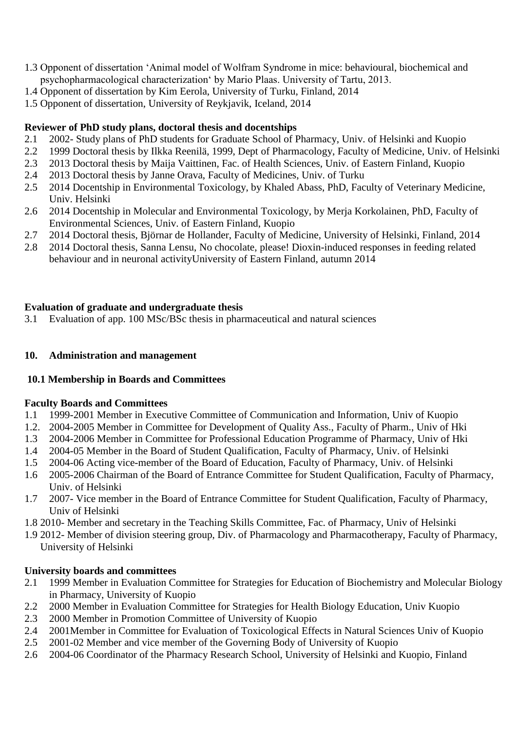1.3 Opponent of dissertation 'Animal model of Wolfram Syndrome in mice: behavioural, biochemical and psychopharmacological characterization' by Mario Plaas. University of Tartu, 2013.
1.4 Opponent of dissertation by Kim Eerola, University of Turku, Finland, 2014
1.5 Opponent of dissertation, University of Reykjavik, Iceland, 2014

**Reviewer of PhD study plans, doctoral thesis and docentships**

2.1 2002- Study plans of PhD students for Graduate School of Pharmacy, Univ. of Helsinki and Kuopio
2.2 1999 Doctoral thesis by Ilkka Reenilä, 1999, Dept of Pharmacology, Faculty of Medicine, Univ. of Helsinki
2.3 2013 Doctoral thesis by Maija Vaittinen, Fac. of Health Sciences, Univ. of Eastern Finland, Kuopio
2.4 2013 Doctoral thesis by Janne Orava, Faculty of Medicines, Univ. of Turku
2.5 2014 Docentship in Environmental Toxicology, by Khaled Abass, PhD, Faculty of Veterinary Medicine, Univ. Helsinki
2.6 2014 Docentship in Molecular and Environmental Toxicology, by Merja Korkolainen, PhD, Faculty of Environmental Sciences, Univ. of Eastern Finland, Kuopio
2.7 2014 Doctoral thesis, Björnar de Hollander, Faculty of Medicine, University of Helsinki, Finland, 2014
2.8 2014 Doctoral thesis, Sanna Lensu, No chocolate, please! Dioxin-induced responses in feeding related behaviour and in neuronal activityUniversity of Eastern Finland, autumn 2014

**Evaluation of graduate and undergraduate thesis**

3.1 Evaluation of app. 100 MSc/BSc thesis in pharmaceutical and natural sciences

## 10. Administration and management

### 10.1 Membership in Boards and Committees

**Faculty Boards and Committees**

1.1 1999-2001 Member in Executive Committee of Communication and Information, Univ of Kuopio
1.2. 2004-2005 Member in Committee for Development of Quality Ass., Faculty of Pharm., Univ of Hki
1.3 2004-2006 Member in Committee for Professional Education Programme of Pharmacy, Univ of Hki
1.4 2004-05 Member in the Board of Student Qualification, Faculty of Pharmacy, Univ. of Helsinki
1.5 2004-06 Acting vice-member of the Board of Education, Faculty of Pharmacy, Univ. of Helsinki
1.6 2005-2006 Chairman of the Board of Entrance Committee for Student Qualification, Faculty of Pharmacy, Univ. of Helsinki
1.7 2007- Vice member in the Board of Entrance Committee for Student Qualification, Faculty of Pharmacy, Univ of Helsinki
1.8 2010- Member and secretary in the Teaching Skills Committee, Fac. of Pharmacy, Univ of Helsinki
1.9 2012- Member of division steering group, Div. of Pharmacology and Pharmacotherapy, Faculty of Pharmacy, University of Helsinki

**University boards and committees**

2.1 1999 Member in Evaluation Committee for Strategies for Education of Biochemistry and Molecular Biology in Pharmacy, University of Kuopio
2.2 2000 Member in Evaluation Committee for Strategies for Health Biology Education, Univ Kuopio
2.3 2000 Member in Promotion Committee of University of Kuopio
2.4 2001Member in Committee for Evaluation of Toxicological Effects in Natural Sciences Univ of Kuopio
2.5 2001-02 Member and vice member of the Governing Body of University of Kuopio
2.6 2004-06 Coordinator of the Pharmacy Research School, University of Helsinki and Kuopio, Finland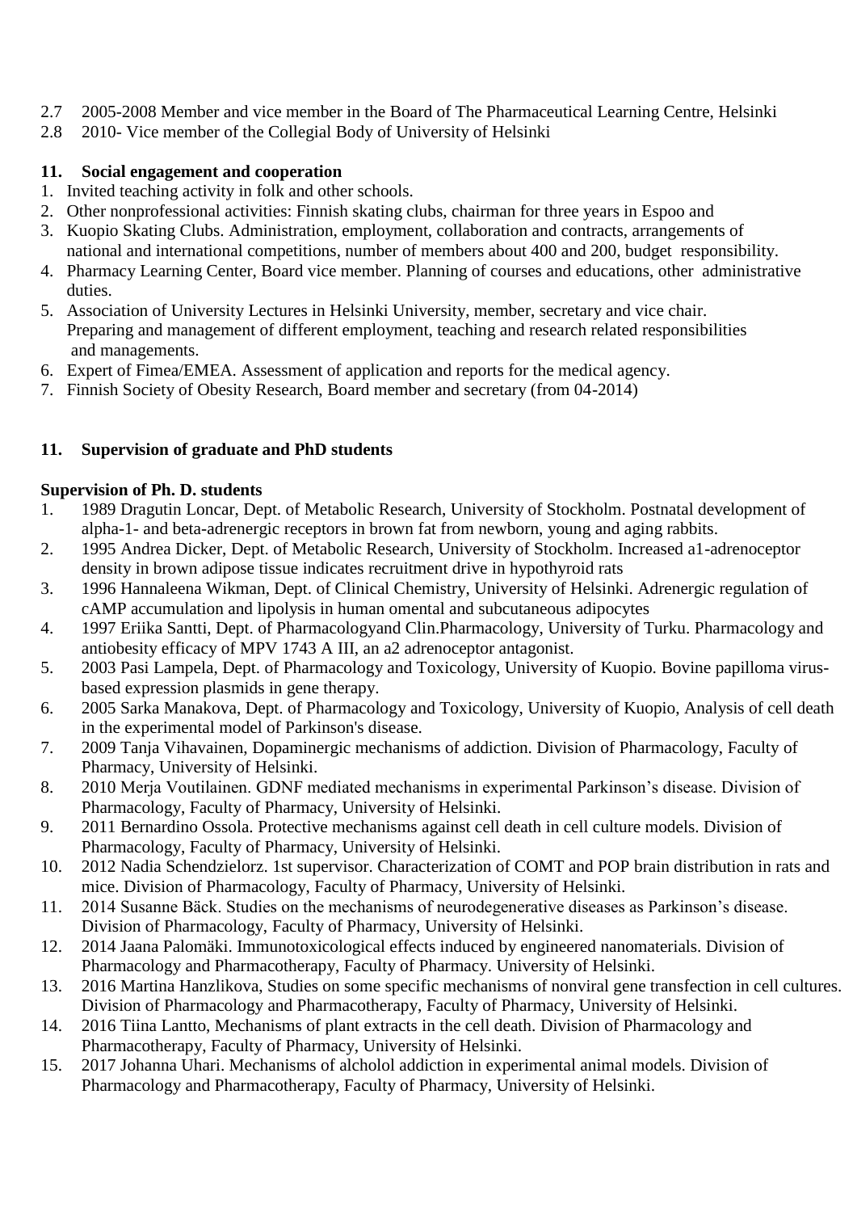2.7 2005-2008 Member and vice member in the Board of The Pharmaceutical Learning Centre, Helsinki
2.8 2010- Vice member of the Collegial Body of University of Helsinki

## 11. Social engagement and cooperation

1. Invited teaching activity in folk and other schools.
2. Other nonprofessional activities: Finnish skating clubs, chairman for three years in Espoo and
3. Kuopio Skating Clubs. Administration, employment, collaboration and contracts, arrangements of national and international competitions, number of members about 400 and 200, budget responsibility.
4. Pharmacy Learning Center, Board vice member. Planning of courses and educations, other administrative duties.
5. Association of University Lectures in Helsinki University, member, secretary and vice chair. Preparing and management of different employment, teaching and research related responsibilities and managements.
6. Expert of Fimea/EMEA. Assessment of application and reports for the medical agency.
7. Finnish Society of Obesity Research, Board member and secretary (from 04-2014)

## 11. Supervision of graduate and PhD students

**Supervision of Ph. D. students**

1. 1989 Dragutin Loncar, Dept. of Metabolic Research, University of Stockholm. Postnatal development of alpha-1- and beta-adrenergic receptors in brown fat from newborn, young and aging rabbits.
2. 1995 Andrea Dicker, Dept. of Metabolic Research, University of Stockholm. Increased a1-adrenoceptor density in brown adipose tissue indicates recruitment drive in hypothyroid rats
3. 1996 Hannaleena Wikman, Dept. of Clinical Chemistry, University of Helsinki. Adrenergic regulation of cAMP accumulation and lipolysis in human omental and subcutaneous adipocytes
4. 1997 Eriika Santti, Dept. of Pharmacologyand Clin.Pharmacology, University of Turku. Pharmacology and antiobesity efficacy of MPV 1743 A III, an a2 adrenoceptor antagonist.
5. 2003 Pasi Lampela, Dept. of Pharmacology and Toxicology, University of Kuopio. Bovine papilloma virus-based expression plasmids in gene therapy.
6. 2005 Sarka Manakova, Dept. of Pharmacology and Toxicology, University of Kuopio, Analysis of cell death in the experimental model of Parkinson's disease.
7. 2009 Tanja Vihavainen, Dopaminergic mechanisms of addiction. Division of Pharmacology, Faculty of Pharmacy, University of Helsinki.
8. 2010 Merja Voutilainen. GDNF mediated mechanisms in experimental Parkinson's disease. Division of Pharmacology, Faculty of Pharmacy, University of Helsinki.
9. 2011 Bernardino Ossola. Protective mechanisms against cell death in cell culture models. Division of Pharmacology, Faculty of Pharmacy, University of Helsinki.
10. 2012 Nadia Schendzielorz. 1st supervisor. Characterization of COMT and POP brain distribution in rats and mice. Division of Pharmacology, Faculty of Pharmacy, University of Helsinki.
11. 2014 Susanne Bäck. Studies on the mechanisms of neurodegenerative diseases as Parkinson's disease. Division of Pharmacology, Faculty of Pharmacy, University of Helsinki.
12. 2014 Jaana Palomäki. Immunotoxicological effects induced by engineered nanomaterials. Division of Pharmacology and Pharmacotherapy, Faculty of Pharmacy. University of Helsinki.
13. 2016 Martina Hanzlikova, Studies on some specific mechanisms of nonviral gene transfection in cell cultures. Division of Pharmacology and Pharmacotherapy, Faculty of Pharmacy, University of Helsinki.
14. 2016 Tiina Lantto, Mechanisms of plant extracts in the cell death. Division of Pharmacology and Pharmacotherapy, Faculty of Pharmacy, University of Helsinki.
15. 2017 Johanna Uhari. Mechanisms of alcholol addiction in experimental animal models. Division of Pharmacology and Pharmacotherapy, Faculty of Pharmacy, University of Helsinki.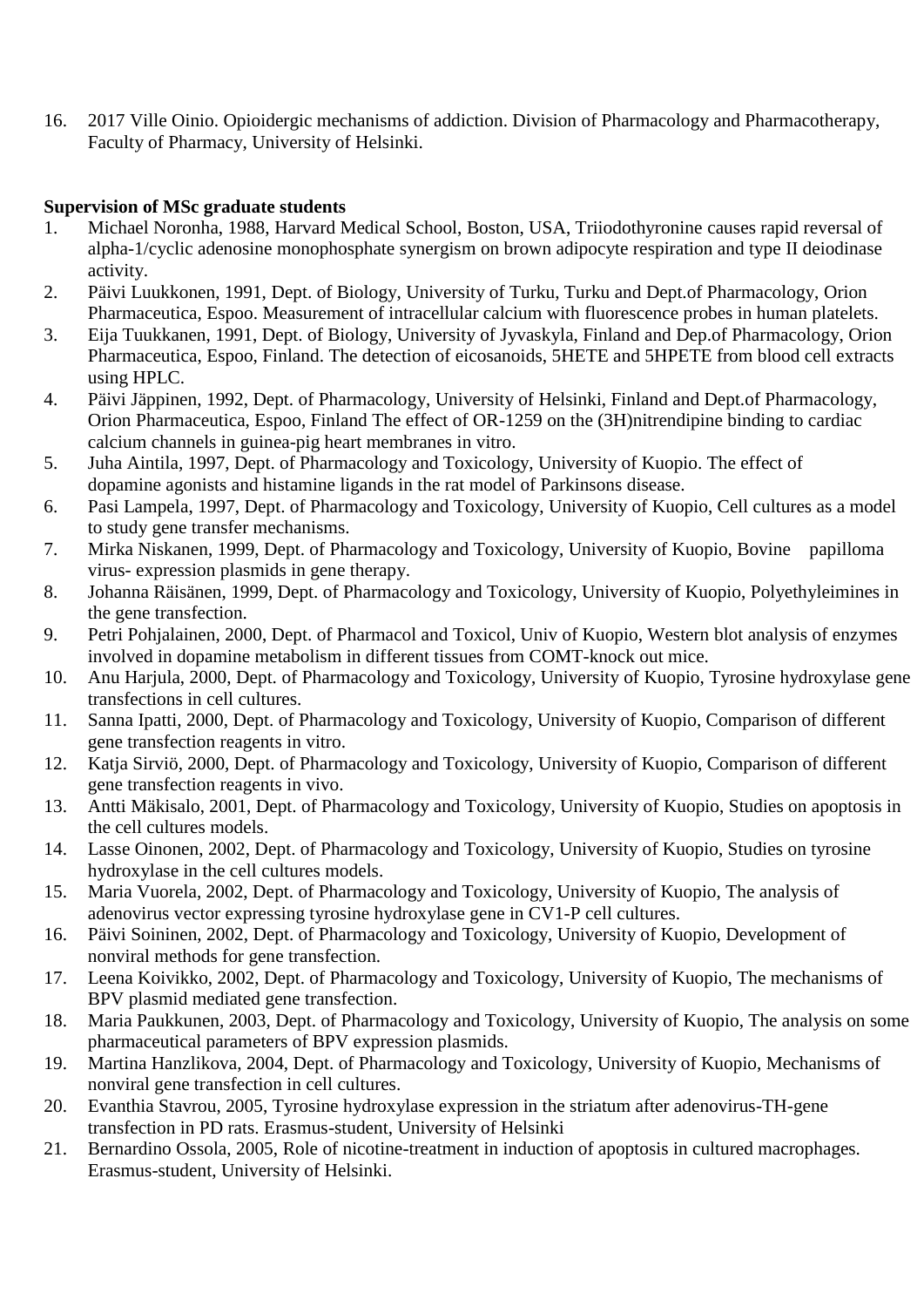16. 2017 Ville Oinio. Opioidergic mechanisms of addiction. Division of Pharmacology and Pharmacotherapy, Faculty of Pharmacy, University of Helsinki.

**Supervision of MSc graduate students**

1. Michael Noronha, 1988, Harvard Medical School, Boston, USA, Triiodothyronine causes rapid reversal of alpha-1/cyclic adenosine monophosphate synergism on brown adipocyte respiration and type II deiodinase activity.
2. Päivi Luukkonen, 1991, Dept. of Biology, University of Turku, Turku and Dept.of Pharmacology, Orion Pharmaceutica, Espoo. Measurement of intracellular calcium with fluorescence probes in human platelets.
3. Eija Tuukkanen, 1991, Dept. of Biology, University of Jyvaskyla, Finland and Dep.of Pharmacology, Orion Pharmaceutica, Espoo, Finland. The detection of eicosanoids, 5HETE and 5HPETE from blood cell extracts using HPLC.
4. Päivi Jäppinen, 1992, Dept. of Pharmacology, University of Helsinki, Finland and Dept.of Pharmacology, Orion Pharmaceutica, Espoo, Finland The effect of OR-1259 on the (3H)nitrendipine binding to cardiac calcium channels in guinea-pig heart membranes in vitro.
5. Juha Aintila, 1997, Dept. of Pharmacology and Toxicology, University of Kuopio. The effect of dopamine agonists and histamine ligands in the rat model of Parkinsons disease.
6. Pasi Lampela, 1997, Dept. of Pharmacology and Toxicology, University of Kuopio, Cell cultures as a model to study gene transfer mechanisms.
7. Mirka Niskanen, 1999, Dept. of Pharmacology and Toxicology, University of Kuopio, Bovine papilloma virus- expression plasmids in gene therapy.
8. Johanna Räisänen, 1999, Dept. of Pharmacology and Toxicology, University of Kuopio, Polyethyleimines in the gene transfection.
9. Petri Pohjalainen, 2000, Dept. of Pharmacol and Toxicol, Univ of Kuopio, Western blot analysis of enzymes involved in dopamine metabolism in different tissues from COMT-knock out mice.
10. Anu Harjula, 2000, Dept. of Pharmacology and Toxicology, University of Kuopio, Tyrosine hydroxylase gene transfections in cell cultures.
11. Sanna Ipatti, 2000, Dept. of Pharmacology and Toxicology, University of Kuopio, Comparison of different gene transfection reagents in vitro.
12. Katja Sirviö, 2000, Dept. of Pharmacology and Toxicology, University of Kuopio, Comparison of different gene transfection reagents in vivo.
13. Antti Mäkisalo, 2001, Dept. of Pharmacology and Toxicology, University of Kuopio, Studies on apoptosis in the cell cultures models.
14. Lasse Oinonen, 2002, Dept. of Pharmacology and Toxicology, University of Kuopio, Studies on tyrosine hydroxylase in the cell cultures models.
15. Maria Vuorela, 2002, Dept. of Pharmacology and Toxicology, University of Kuopio, The analysis of adenovirus vector expressing tyrosine hydroxylase gene in CV1-P cell cultures.
16. Päivi Soininen, 2002, Dept. of Pharmacology and Toxicology, University of Kuopio, Development of nonviral methods for gene transfection.
17. Leena Koivikko, 2002, Dept. of Pharmacology and Toxicology, University of Kuopio, The mechanisms of BPV plasmid mediated gene transfection.
18. Maria Paukkunen, 2003, Dept. of Pharmacology and Toxicology, University of Kuopio, The analysis on some pharmaceutical parameters of BPV expression plasmids.
19. Martina Hanzlikova, 2004, Dept. of Pharmacology and Toxicology, University of Kuopio, Mechanisms of nonviral gene transfection in cell cultures.
20. Evanthia Stavrou, 2005, Tyrosine hydroxylase expression in the striatum after adenovirus-TH-gene transfection in PD rats. Erasmus-student, University of Helsinki
21. Bernardino Ossola, 2005, Role of nicotine-treatment in induction of apoptosis in cultured macrophages. Erasmus-student, University of Helsinki.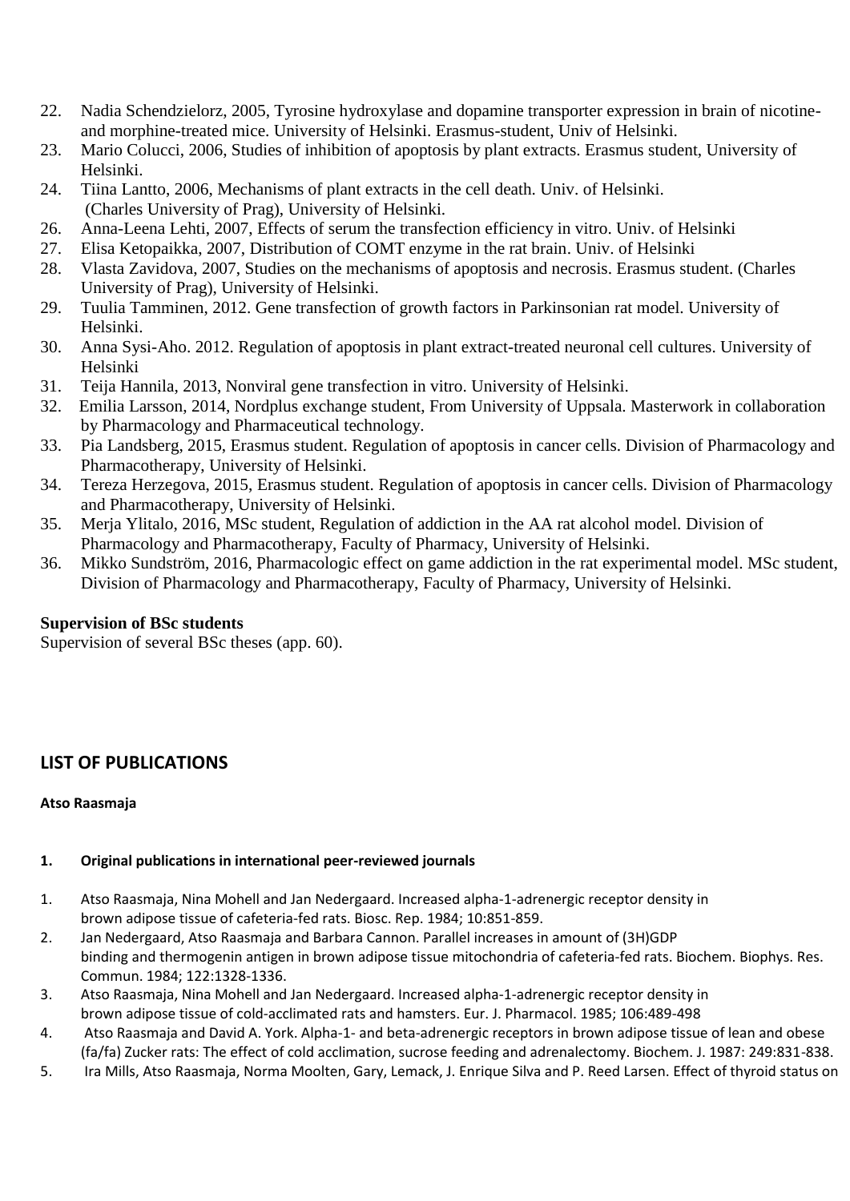22. Nadia Schendzielorz, 2005, Tyrosine hydroxylase and dopamine transporter expression in brain of nicotine- and morphine-treated mice. University of Helsinki. Erasmus-student, Univ of Helsinki.
23. Mario Colucci, 2006, Studies of inhibition of apoptosis by plant extracts. Erasmus student, University of Helsinki.
24. Tiina Lantto, 2006, Mechanisms of plant extracts in the cell death. Univ. of Helsinki. (Charles University of Prag), University of Helsinki.
26. Anna-Leena Lehti, 2007, Effects of serum the transfection efficiency in vitro. Univ. of Helsinki
27. Elisa Ketopaikka, 2007, Distribution of COMT enzyme in the rat brain. Univ. of Helsinki
28. Vlasta Zavidova, 2007, Studies on the mechanisms of apoptosis and necrosis. Erasmus student. (Charles University of Prag), University of Helsinki.
29. Tuulia Tamminen, 2012. Gene transfection of growth factors in Parkinsonian rat model. University of Helsinki.
30. Anna Sysi-Aho. 2012. Regulation of apoptosis in plant extract-treated neuronal cell cultures. University of Helsinki
31. Teija Hannila, 2013, Nonviral gene transfection in vitro. University of Helsinki.
32. Emilia Larsson, 2014, Nordplus exchange student, From University of Uppsala. Masterwork in collaboration by Pharmacology and Pharmaceutical technology.
33. Pia Landsberg, 2015, Erasmus student. Regulation of apoptosis in cancer cells. Division of Pharmacology and Pharmacotherapy, University of Helsinki.
34. Tereza Herzegova, 2015, Erasmus student. Regulation of apoptosis in cancer cells. Division of Pharmacology and Pharmacotherapy, University of Helsinki.
35. Merja Ylitalo, 2016, MSc student, Regulation of addiction in the AA rat alcohol model. Division of Pharmacology and Pharmacotherapy, Faculty of Pharmacy, University of Helsinki.
36. Mikko Sundström, 2016, Pharmacologic effect on game addiction in the rat experimental model. MSc student, Division of Pharmacology and Pharmacotherapy, Faculty of Pharmacy, University of Helsinki.

**Supervision of BSc students**

Supervision of several BSc theses (app. 60).

## LIST OF PUBLICATIONS

**Atso Raasmaja**

#### 1. Original publications in international peer-reviewed journals

1. Atso Raasmaja, Nina Mohell and Jan Nedergaard. Increased alpha-1-adrenergic receptor density in brown adipose tissue of cafeteria-fed rats. Biosc. Rep. 1984; 10:851-859.
2. Jan Nedergaard, Atso Raasmaja and Barbara Cannon. Parallel increases in amount of (3H)GDP binding and thermogenin antigen in brown adipose tissue mitochondria of cafeteria-fed rats. Biochem. Biophys. Res. Commun. 1984; 122:1328-1336.
3. Atso Raasmaja, Nina Mohell and Jan Nedergaard. Increased alpha-1-adrenergic receptor density in brown adipose tissue of cold-acclimated rats and hamsters. Eur. J. Pharmacol. 1985; 106:489-498
4. Atso Raasmaja and David A. York. Alpha-1- and beta-adrenergic receptors in brown adipose tissue of lean and obese (fa/fa) Zucker rats: The effect of cold acclimation, sucrose feeding and adrenalectomy. Biochem. J. 1987: 249:831-838.
5. Ira Mills, Atso Raasmaja, Norma Moolten, Gary, Lemack, J. Enrique Silva and P. Reed Larsen. Effect of thyroid status on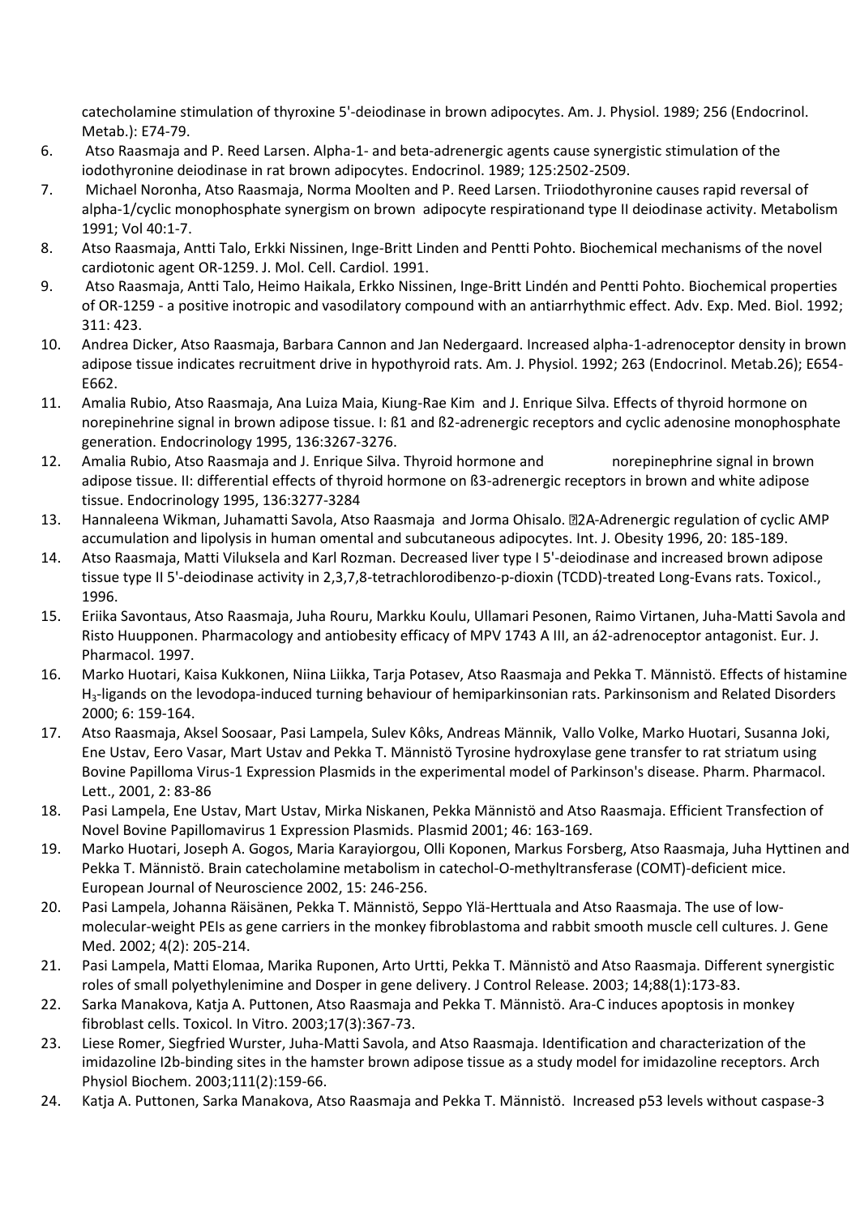catecholamine stimulation of thyroxine 5'-deiodinase in brown adipocytes. Am. J. Physiol. 1989; 256 (Endocrinol. Metab.): E74-79.

6. Atso Raasmaja and P. Reed Larsen. Alpha-1- and beta-adrenergic agents cause synergistic stimulation of the iodothyronine deiodinase in rat brown adipocytes. Endocrinol. 1989; 125:2502-2509.
7. Michael Noronha, Atso Raasmaja, Norma Moolten and P. Reed Larsen. Triiodothyronine causes rapid reversal of alpha-1/cyclic monophosphate synergism on brown adipocyte respirationand type II deiodinase activity. Metabolism 1991; Vol 40:1-7.
8. Atso Raasmaja, Antti Talo, Erkki Nissinen, Inge-Britt Linden and Pentti Pohto. Biochemical mechanisms of the novel cardiotonic agent OR-1259. J. Mol. Cell. Cardiol. 1991.
9. Atso Raasmaja, Antti Talo, Heimo Haikala, Erkko Nissinen, Inge-Britt Lindén and Pentti Pohto. Biochemical properties of OR-1259 - a positive inotropic and vasodilatory compound with an antiarrhythmic effect. Adv. Exp. Med. Biol. 1992; 311: 423.
10. Andrea Dicker, Atso Raasmaja, Barbara Cannon and Jan Nedergaard. Increased alpha-1-adrenoceptor density in brown adipose tissue indicates recruitment drive in hypothyroid rats. Am. J. Physiol. 1992; 263 (Endocrinol. Metab.26); E654-E662.
11. Amalia Rubio, Atso Raasmaja, Ana Luiza Maia, Kiung-Rae Kim and J. Enrique Silva. Effects of thyroid hormone on norepinehrine signal in brown adipose tissue. I: ß1 and ß2-adrenergic receptors and cyclic adenosine monophosphate generation. Endocrinology 1995, 136:3267-3276.
12. Amalia Rubio, Atso Raasmaja and J. Enrique Silva. Thyroid hormone and norepinephrine signal in brown adipose tissue. II: differential effects of thyroid hormone on ß3-adrenergic receptors in brown and white adipose tissue. Endocrinology 1995, 136:3277-3284
13. Hannaleena Wikman, Juhamatti Savola, Atso Raasmaja and Jorma Ohisalo. 2A-Adrenergic regulation of cyclic AMP accumulation and lipolysis in human omental and subcutaneous adipocytes. Int. J. Obesity 1996, 20: 185-189.
14. Atso Raasmaja, Matti Viluksela and Karl Rozman. Decreased liver type I 5'-deiodinase and increased brown adipose tissue type II 5'-deiodinase activity in 2,3,7,8-tetrachlorodibenzo-p-dioxin (TCDD)-treated Long-Evans rats. Toxicol., 1996.
15. Eriika Savontaus, Atso Raasmaja, Juha Rouru, Markku Koulu, Ullamari Pesonen, Raimo Virtanen, Juha-Matti Savola and Risto Huupponen. Pharmacology and antiobesity efficacy of MPV 1743 A III, an á2-adrenoceptor antagonist. Eur. J. Pharmacol. 1997.
16. Marko Huotari, Kaisa Kukkonen, Niina Liikka, Tarja Potasev, Atso Raasmaja and Pekka T. Männistö. Effects of histamine $H_3$-ligands on the levodopa-induced turning behaviour of hemiparkinsonian rats. Parkinsonism and Related Disorders 2000; 6: 159-164.
17. Atso Raasmaja, Aksel Soosaar, Pasi Lampela, Sulev Kôks, Andreas Männik, Vallo Volke, Marko Huotari, Susanna Joki, Ene Ustav, Eero Vasar, Mart Ustav and Pekka T. Männistö Tyrosine hydroxylase gene transfer to rat striatum using Bovine Papilloma Virus-1 Expression Plasmids in the experimental model of Parkinson's disease. Pharm. Pharmacol. Lett., 2001, 2: 83-86
18. Pasi Lampela, Ene Ustav, Mart Ustav, Mirka Niskanen, Pekka Männistö and Atso Raasmaja. Efficient Transfection of Novel Bovine Papillomavirus 1 Expression Plasmids. Plasmid 2001; 46: 163-169.
19. Marko Huotari, Joseph A. Gogos, Maria Karayiorgou, Olli Koponen, Markus Forsberg, Atso Raasmaja, Juha Hyttinen and Pekka T. Männistö. Brain catecholamine metabolism in catechol-O-methyltransferase (COMT)-deficient mice. European Journal of Neuroscience 2002, 15: 246-256.
20. Pasi Lampela, Johanna Räisänen, Pekka T. Männistö, Seppo Ylä-Herttuala and Atso Raasmaja. The use of low-molecular-weight PEIs as gene carriers in the monkey fibroblastoma and rabbit smooth muscle cell cultures. J. Gene Med. 2002; 4(2): 205-214.
21. Pasi Lampela, Matti Elomaa, Marika Ruponen, Arto Urtti, Pekka T. Männistö and Atso Raasmaja. Different synergistic roles of small polyethylenimine and Dosper in gene delivery. J Control Release. 2003; 14;88(1):173-83.
22. Sarka Manakova, Katja A. Puttonen, Atso Raasmaja and Pekka T. Männistö. Ara-C induces apoptosis in monkey fibroblast cells. Toxicol. In Vitro. 2003;17(3):367-73.
23. Liese Romer, Siegfried Wurster, Juha-Matti Savola, and Atso Raasmaja. Identification and characterization of the imidazoline I2b-binding sites in the hamster brown adipose tissue as a study model for imidazoline receptors. Arch Physiol Biochem. 2003;111(2):159-66.
24. Katja A. Puttonen, Sarka Manakova, Atso Raasmaja and Pekka T. Männistö. Increased p53 levels without caspase-3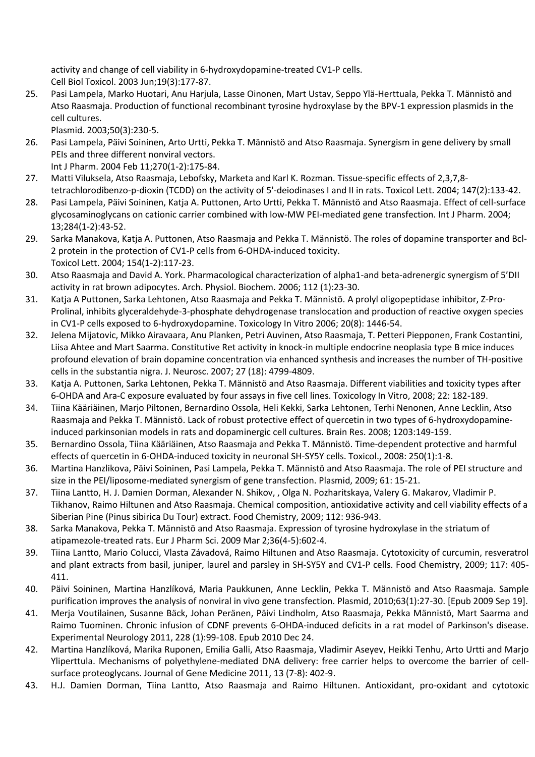activity and change of cell viability in 6-hydroxydopamine-treated CV1-P cells.
Cell Biol Toxicol. 2003 Jun;19(3):177-87.

25. Pasi Lampela, Marko Huotari, Anu Harjula, Lasse Oinonen, Mart Ustav, Seppo Ylä-Herttuala, Pekka T. Männistö and Atso Raasmaja. Production of functional recombinant tyrosine hydroxylase by the BPV-1 expression plasmids in the cell cultures.
Plasmid. 2003;50(3):230-5.
26. Pasi Lampela, Päivi Soininen, Arto Urtti, Pekka T. Männistö and Atso Raasmaja. Synergism in gene delivery by small PEIs and three different nonviral vectors.
Int J Pharm. 2004 Feb 11;270(1-2):175-84.
27. Matti Viluksela, Atso Raasmaja, Lebofsky, Marketa and Karl K. Rozman. Tissue-specific effects of 2,3,7,8-tetrachlorodibenzo-p-dioxin (TCDD) on the activity of 5'-deiodinases I and II in rats. Toxicol Lett. 2004; 147(2):133-42.
28. Pasi Lampela, Päivi Soininen, Katja A. Puttonen, Arto Urtti, Pekka T. Männistö and Atso Raasmaja. Effect of cell-surface glycosaminoglycans on cationic carrier combined with low-MW PEI-mediated gene transfection. Int J Pharm. 2004; 13;284(1-2):43-52.
29. Sarka Manakova, Katja A. Puttonen, Atso Raasmaja and Pekka T. Männistö. The roles of dopamine transporter and Bcl-2 protein in the protection of CV1-P cells from 6-OHDA-induced toxicity.
Toxicol Lett. 2004; 154(1-2):117-23.
30. Atso Raasmaja and David A. York. Pharmacological characterization of alpha1-and beta-adrenergic synergism of 5'DII activity in rat brown adipocytes. Arch. Physiol. Biochem. 2006; 112 (1):23-30.
31. Katja A Puttonen, Sarka Lehtonen, Atso Raasmaja and Pekka T. Männistö. A prolyl oligopeptidase inhibitor, Z-Pro-Prolinal, inhibits glyceraldehyde-3-phosphate dehydrogenase translocation and production of reactive oxygen species in CV1-P cells exposed to 6-hydroxydopamine. Toxicology In Vitro 2006; 20(8): 1446-54.
32. Jelena Mijatovic, Mikko Airavaara, Anu Planken, Petri Auvinen, Atso Raasmaja, T. Petteri Piepponen, Frank Costantini, Liisa Ahtee and Mart Saarma. Constitutive Ret activity in knock-in multiple endocrine neoplasia type B mice induces profound elevation of brain dopamine concentration via enhanced synthesis and increases the number of TH-positive cells in the substantia nigra. J. Neurosc. 2007; 27 (18): 4799-4809.
33. Katja A. Puttonen, Sarka Lehtonen, Pekka T. Männistö and Atso Raasmaja. Different viabilities and toxicity types after 6-OHDA and Ara-C exposure evaluated by four assays in five cell lines. Toxicology In Vitro, 2008; 22: 182-189.
34. Tiina Kääriäinen, Marjo Piltonen, Bernardino Ossola, Heli Kekki, Sarka Lehtonen, Terhi Nenonen, Anne Lecklin, Atso Raasmaja and Pekka T. Männistö. Lack of robust protective effect of quercetin in two types of 6-hydroxydopamine-induced parkinsonian models in rats and dopaminergic cell cultures. Brain Res. 2008; 1203:149-159.
35. Bernardino Ossola, Tiina Kääriäinen, Atso Raasmaja and Pekka T. Männistö. Time-dependent protective and harmful effects of quercetin in 6-OHDA-induced toxicity in neuronal SH-SY5Y cells. Toxicol., 2008: 250(1):1-8.
36. Martina Hanzlikova, Päivi Soininen, Pasi Lampela, Pekka T. Männistö and Atso Raasmaja. The role of PEI structure and size in the PEI/liposome-mediated synergism of gene transfection. Plasmid, 2009; 61: 15-21.
37. Tiina Lantto, H. J. Damien Dorman, Alexander N. Shikov, , Olga N. Pozharitskaya, Valery G. Makarov, Vladimir P. Tikhanov, Raimo Hiltunen and Atso Raasmaja. Chemical composition, antioxidative activity and cell viability effects of a Siberian Pine (Pinus sibirica Du Tour) extract. Food Chemistry, 2009; 112: 936-943.
38. Sarka Manakova, Pekka T. Männistö and Atso Raasmaja. Expression of tyrosine hydroxylase in the striatum of atipamezole-treated rats. Eur J Pharm Sci. 2009 Mar 2;36(4-5):602-4.
39. Tiina Lantto, Mario Colucci, Vlasta Závadová, Raimo Hiltunen and Atso Raasmaja. Cytotoxicity of curcumin, resveratrol and plant extracts from basil, juniper, laurel and parsley in SH-SY5Y and CV1-P cells. Food Chemistry, 2009; 117: 405-411.
40. Päivi Soininen, Martina Hanzlíková, Maria Paukkunen, Anne Lecklin, Pekka T. Männistö and Atso Raasmaja. Sample purification improves the analysis of nonviral in vivo gene transfection. Plasmid, 2010;63(1):27-30. [Epub 2009 Sep 19].
41. Merja Voutilainen, Susanne Bäck, Johan Perӓnen, Päivi Lindholm, Atso Raasmaja, Pekka Männistö, Mart Saarma and Raimo Tuominen. Chronic infusion of CDNF prevents 6-OHDA-induced deficits in a rat model of Parkinson's disease. Experimental Neurology 2011, 228 (1):99-108. Epub 2010 Dec 24.
42. Martina Hanzlíková, Marika Ruponen, Emilia Galli, Atso Raasmaja, Vladimir Aseyev, Heikki Tenhu, Arto Urtti and Marjo Yliperttula. Mechanisms of polyethylene-mediated DNA delivery: free carrier helps to overcome the barrier of cell-surface proteoglycans. Journal of Gene Medicine 2011, 13 (7-8): 402-9.
43. H.J. Damien Dorman, Tiina Lantto, Atso Raasmaja and Raimo Hiltunen. Antioxidant, pro-oxidant and cytotoxic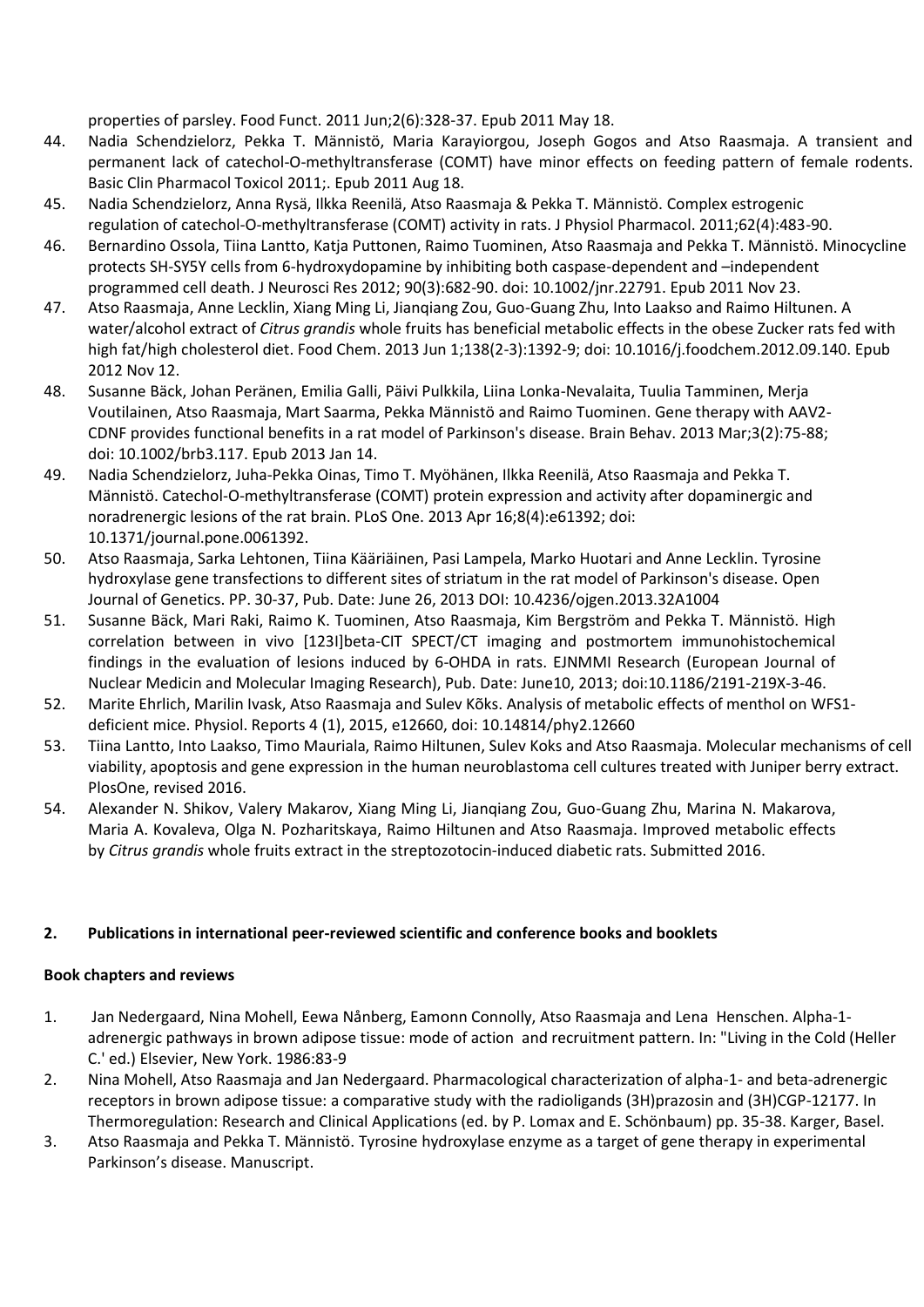properties of parsley. Food Funct. 2011 Jun;2(6):328-37. Epub 2011 May 18.

44. Nadia Schendzielorz, Pekka T. Männistö, Maria Karayiorgou, Joseph Gogos and Atso Raasmaja. A transient and permanent lack of catechol-O-methyltransferase (COMT) have minor effects on feeding pattern of female rodents. Basic Clin Pharmacol Toxicol 2011;. Epub 2011 Aug 18.
45. Nadia Schendzielorz, Anna Rysä, Ilkka Reenilä, Atso Raasmaja & Pekka T. Männistö. Complex estrogenic regulation of catechol-O-methyltransferase (COMT) activity in rats. J Physiol Pharmacol. 2011;62(4):483-90.
46. Bernardino Ossola, Tiina Lantto, Katja Puttonen, Raimo Tuominen, Atso Raasmaja and Pekka T. Männistö. Minocycline protects SH-SY5Y cells from 6-hydroxydopamine by inhibiting both caspase-dependent and –independent programmed cell death. J Neurosci Res 2012; 90(3):682-90. doi: 10.1002/jnr.22791. Epub 2011 Nov 23.
47. Atso Raasmaja, Anne Lecklin, Xiang Ming Li, Jianqiang Zou, Guo-Guang Zhu, Into Laakso and Raimo Hiltunen. A water/alcohol extract of *Citrus grandis* whole fruits has beneficial metabolic effects in the obese Zucker rats fed with high fat/high cholesterol diet. Food Chem. 2013 Jun 1;138(2-3):1392-9; doi: 10.1016/j.foodchem.2012.09.140. Epub 2012 Nov 12.
48. Susanne Bäck, Johan Peränen, Emilia Galli, Päivi Pulkkila, Liina Lonka-Nevalaita, Tuulia Tamminen, Merja Voutilainen, Atso Raasmaja, Mart Saarma, Pekka Männistö and Raimo Tuominen. Gene therapy with AAV2-CDNF provides functional benefits in a rat model of Parkinson's disease. Brain Behav. 2013 Mar;3(2):75-88; doi: 10.1002/brb3.117. Epub 2013 Jan 14.
49. Nadia Schendzielorz, Juha-Pekka Oinas, Timo T. Myöhänen, Ilkka Reenilä, Atso Raasmaja and Pekka T. Männistö. Catechol-O-methyltransferase (COMT) protein expression and activity after dopaminergic and noradrenergic lesions of the rat brain. PLoS One. 2013 Apr 16;8(4):e61392; doi: 10.1371/journal.pone.0061392.
50. Atso Raasmaja, Sarka Lehtonen, Tiina Kääriäinen, Pasi Lampela, Marko Huotari and Anne Lecklin. Tyrosine hydroxylase gene transfections to different sites of striatum in the rat model of Parkinson's disease. Open Journal of Genetics. PP. 30-37, Pub. Date: June 26, 2013 DOI: 10.4236/ojgen.2013.32A1004
51. Susanne Bäck, Mari Raki, Raimo K. Tuominen, Atso Raasmaja, Kim Bergström and Pekka T. Männistö. High correlation between in vivo [123I]beta-CIT SPECT/CT imaging and postmortem immunohistochemical findings in the evaluation of lesions induced by 6-OHDA in rats. EJNMMI Research (European Journal of Nuclear Medicin and Molecular Imaging Research), Pub. Date: June10, 2013; doi:10.1186/2191-219X-3-46.
52. Marite Ehrlich, Marilin Ivask, Atso Raasmaja and Sulev Kõks. Analysis of metabolic effects of menthol on WFS1-deficient mice. Physiol. Reports 4 (1), 2015, e12660, doi: 10.14814/phy2.12660
53. Tiina Lantto, Into Laakso, Timo Mauriala, Raimo Hiltunen, Sulev Koks and Atso Raasmaja. Molecular mechanisms of cell viability, apoptosis and gene expression in the human neuroblastoma cell cultures treated with Juniper berry extract. PlosOne, revised 2016.
54. Alexander N. Shikov, Valery Makarov, Xiang Ming Li, Jianqiang Zou, Guo-Guang Zhu, Marina N. Makarova, Maria A. Kovaleva, Olga N. Pozharitskaya, Raimo Hiltunen and Atso Raasmaja. Improved metabolic effects by *Citrus grandis* whole fruits extract in the streptozotocin-induced diabetic rats. Submitted 2016.

## 2. Publications in international peer-reviewed scientific and conference books and booklets

### Book chapters and reviews

1. Jan Nedergaard, Nina Mohell, Eewa Nånberg, Eamonn Connolly, Atso Raasmaja and Lena Henschen. Alpha-1-adrenergic pathways in brown adipose tissue: mode of action and recruitment pattern. In: "Living in the Cold (Heller C.' ed.) Elsevier, New York. 1986:83-9
2. Nina Mohell, Atso Raasmaja and Jan Nedergaard. Pharmacological characterization of alpha-1- and beta-adrenergic receptors in brown adipose tissue: a comparative study with the radioligands (3H)prazosin and (3H)CGP-12177. In Thermoregulation: Research and Clinical Applications (ed. by P. Lomax and E. Schönbaum) pp. 35-38. Karger, Basel.
3. Atso Raasmaja and Pekka T. Männistö. Tyrosine hydroxylase enzyme as a target of gene therapy in experimental Parkinson's disease. Manuscript.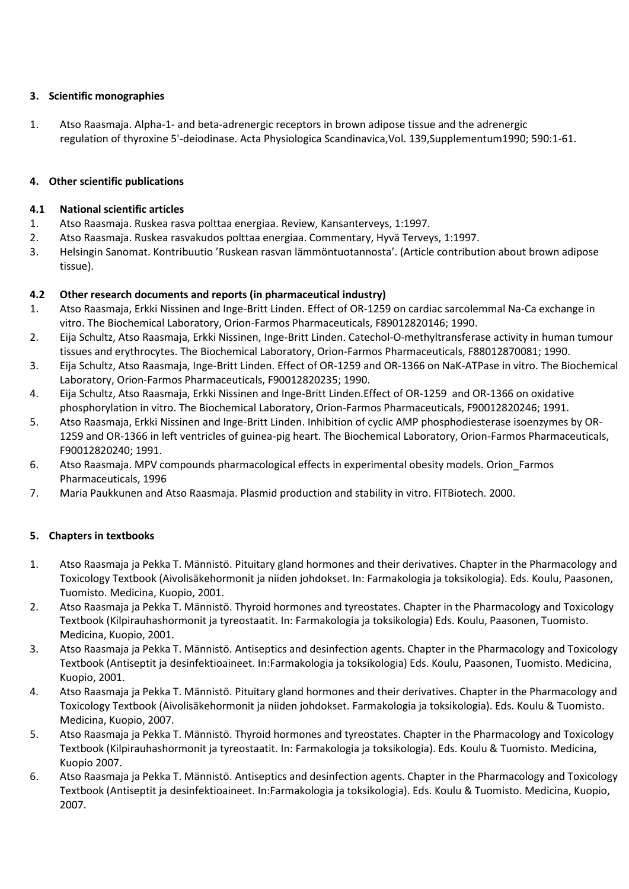## 3. Scientific monographies

1. Atso Raasmaja. Alpha-1- and beta-adrenergic receptors in brown adipose tissue and the adrenergic regulation of thyroxine 5'-deiodinase. Acta Physiologica Scandinavica,Vol. 139,Supplementum1990; 590:1-61.

## 4. Other scientific publications

### 4.1 National scientific articles

1. Atso Raasmaja. Ruskea rasva polttaa energiaa. Review, Kansanterveys, 1:1997.
2. Atso Raasmaja. Ruskea rasvakudos polttaa energiaa. Commentary, Hyvä Terveys, 1:1997.
3. Helsingin Sanomat. Kontribuutio 'Ruskean rasvan lämmöntuotannosta'. (Article contribution about brown adipose tissue).

### 4.2 Other research documents and reports (in pharmaceutical industry)

1. Atso Raasmaja, Erkki Nissinen and Inge-Britt Linden. Effect of OR-1259 on cardiac sarcolemmal Na-Ca exchange in vitro. The Biochemical Laboratory, Orion-Farmos Pharmaceuticals, F89012820146; 1990.
2. Eija Schultz, Atso Raasmaja, Erkki Nissinen, Inge-Britt Linden. Catechol-O-methyltransferase activity in human tumour tissues and erythrocytes. The Biochemical Laboratory, Orion-Farmos Pharmaceuticals, F88012870081; 1990.
3. Eija Schultz, Atso Raasmaja, Inge-Britt Linden. Effect of OR-1259 and OR-1366 on NaK-ATPase in vitro. The Biochemical Laboratory, Orion-Farmos Pharmaceuticals, F90012820235; 1990.
4. Eija Schultz, Atso Raasmaja, Erkki Nissinen and Inge-Britt Linden.Effect of OR-1259 and OR-1366 on oxidative phosphorylation in vitro. The Biochemical Laboratory, Orion-Farmos Pharmaceuticals, F90012820246; 1991.
5. Atso Raasmaja, Erkki Nissinen and Inge-Britt Linden. Inhibition of cyclic AMP phosphodiesterase isoenzymes by OR-1259 and OR-1366 in left ventricles of guinea-pig heart. The Biochemical Laboratory, Orion-Farmos Pharmaceuticals, F90012820240; 1991.
6. Atso Raasmaja. MPV compounds pharmacological effects in experimental obesity models. Orion_Farmos Pharmaceuticals, 1996
7. Maria Paukkunen and Atso Raasmaja. Plasmid production and stability in vitro. FITBiotech. 2000.

## 5. Chapters in textbooks

1. Atso Raasmaja ja Pekka T. Männistö. Pituitary gland hormones and their derivatives. Chapter in the Pharmacology and Toxicology Textbook (Aivolisäkehormonit ja niiden johdokset. In: Farmakologia ja toksikologia). Eds. Koulu, Paasonen, Tuomisto. Medicina, Kuopio, 2001.
2. Atso Raasmaja ja Pekka T. Männistö. Thyroid hormones and tyreostates. Chapter in the Pharmacology and Toxicology Textbook (Kilpirauhashormonit ja tyreostaatit. In: Farmakologia ja toksikologia) Eds. Koulu, Paasonen, Tuomisto. Medicina, Kuopio, 2001.
3. Atso Raasmaja ja Pekka T. Männistö. Antiseptics and desinfection agents. Chapter in the Pharmacology and Toxicology Textbook (Antiseptit ja desinfektioaineet. In:Farmakologia ja toksikologia) Eds. Koulu, Paasonen, Tuomisto. Medicina, Kuopio, 2001.
4. Atso Raasmaja ja Pekka T. Männistö. Pituitary gland hormones and their derivatives. Chapter in the Pharmacology and Toxicology Textbook (Aivolisäkehormonit ja niiden johdokset. Farmakologia ja toksikologia). Eds. Koulu & Tuomisto. Medicina, Kuopio, 2007.
5. Atso Raasmaja ja Pekka T. Männistö. Thyroid hormones and tyreostates. Chapter in the Pharmacology and Toxicology Textbook (Kilpirauhashormonit ja tyreostaatit. In: Farmakologia ja toksikologia). Eds. Koulu & Tuomisto. Medicina, Kuopio 2007.
6. Atso Raasmaja ja Pekka T. Männistö. Antiseptics and desinfection agents. Chapter in the Pharmacology and Toxicology Textbook (Antiseptit ja desinfektioaineet. In:Farmakologia ja toksikologia). Eds. Koulu & Tuomisto. Medicina, Kuopio, 2007.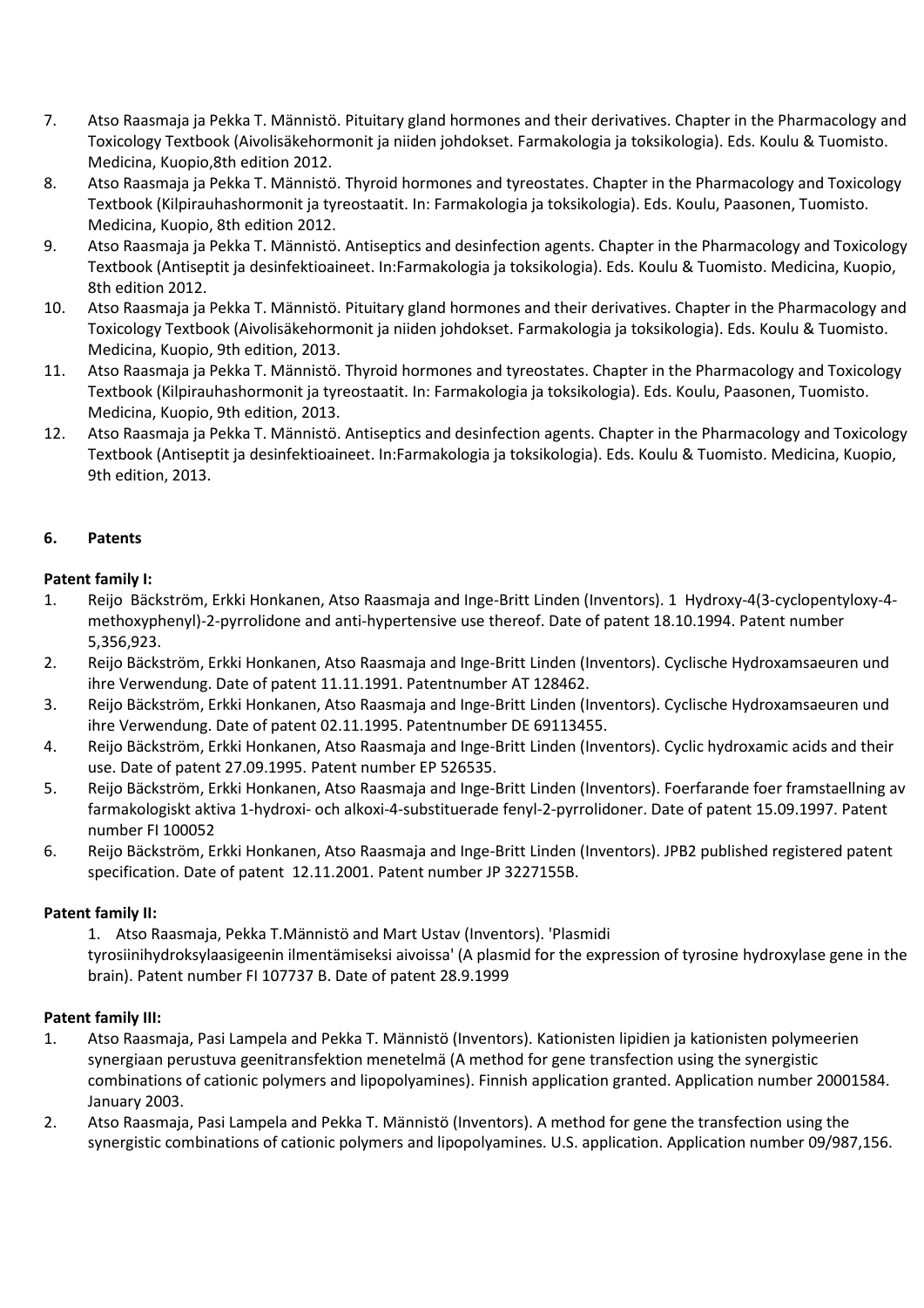7. Atso Raasmaja ja Pekka T. Männistö. Pituitary gland hormones and their derivatives. Chapter in the Pharmacology and Toxicology Textbook (Aivolisäkehormonit ja niiden johdokset. Farmakologia ja toksikologia). Eds. Koulu & Tuomisto. Medicina, Kuopio,8th edition 2012.
8. Atso Raasmaja ja Pekka T. Männistö. Thyroid hormones and tyreostates. Chapter in the Pharmacology and Toxicology Textbook (Kilpirauhashormonit ja tyreostaatit. In: Farmakologia ja toksikologia). Eds. Koulu, Paasonen, Tuomisto. Medicina, Kuopio, 8th edition 2012.
9. Atso Raasmaja ja Pekka T. Männistö. Antiseptics and desinfection agents. Chapter in the Pharmacology and Toxicology Textbook (Antiseptit ja desinfektioaineet. In:Farmakologia ja toksikologia). Eds. Koulu & Tuomisto. Medicina, Kuopio, 8th edition 2012.
10. Atso Raasmaja ja Pekka T. Männistö. Pituitary gland hormones and their derivatives. Chapter in the Pharmacology and Toxicology Textbook (Aivolisäkehormonit ja niiden johdokset. Farmakologia ja toksikologia). Eds. Koulu & Tuomisto. Medicina, Kuopio, 9th edition, 2013.
11. Atso Raasmaja ja Pekka T. Männistö. Thyroid hormones and tyreostates. Chapter in the Pharmacology and Toxicology Textbook (Kilpirauhashormonit ja tyreostaatit. In: Farmakologia ja toksikologia). Eds. Koulu, Paasonen, Tuomisto. Medicina, Kuopio, 9th edition, 2013.
12. Atso Raasmaja ja Pekka T. Männistö. Antiseptics and desinfection agents. Chapter in the Pharmacology and Toxicology Textbook (Antiseptit ja desinfektioaineet. In:Farmakologia ja toksikologia). Eds. Koulu & Tuomisto. Medicina, Kuopio, 9th edition, 2013.

## 6. Patents

**Patent family I:**

1. Reijo Bäckström, Erkki Honkanen, Atso Raasmaja and Inge-Britt Linden (Inventors). 1 Hydroxy-4(3-cyclopentyloxy-4-methoxyphenyl)-2-pyrrolidone and anti-hypertensive use thereof. Date of patent 18.10.1994. Patent number 5,356,923.
2. Reijo Bäckström, Erkki Honkanen, Atso Raasmaja and Inge-Britt Linden (Inventors). Cyclische Hydroxamsaeuren und ihre Verwendung. Date of patent 11.11.1991. Patentnumber AT 128462.
3. Reijo Bäckström, Erkki Honkanen, Atso Raasmaja and Inge-Britt Linden (Inventors). Cyclische Hydroxamsaeuren und ihre Verwendung. Date of patent 02.11.1995. Patentnumber DE 69113455.
4. Reijo Bäckström, Erkki Honkanen, Atso Raasmaja and Inge-Britt Linden (Inventors). Cyclic hydroxamic acids and their use. Date of patent 27.09.1995. Patent number EP 526535.
5. Reijo Bäckström, Erkki Honkanen, Atso Raasmaja and Inge-Britt Linden (Inventors). Foerfarande foer framstaellning av farmakologiskt aktiva 1-hydroxi- och alkoxi-4-substituerade fenyl-2-pyrrolidoner. Date of patent 15.09.1997. Patent number FI 100052
6. Reijo Bäckström, Erkki Honkanen, Atso Raasmaja and Inge-Britt Linden (Inventors). JPB2 published registered patent specification. Date of patent 12.11.2001. Patent number JP 3227155B.

**Patent family II:**

1. Atso Raasmaja, Pekka T.Männistö and Mart Ustav (Inventors). 'Plasmidi tyrosiinihydroksylaasigeenin ilmentämiseksi aivoissa' (A plasmid for the expression of tyrosine hydroxylase gene in the brain). Patent number FI 107737 B. Date of patent 28.9.1999

**Patent family III:**

1. Atso Raasmaja, Pasi Lampela and Pekka T. Männistö (Inventors). Kationisten lipidien ja kationisten polymeerien synergiaan perustuva geenitransfektion menetelmä (A method for gene transfection using the synergistic combinations of cationic polymers and lipopolyamines). Finnish application granted. Application number 20001584. January 2003.
2. Atso Raasmaja, Pasi Lampela and Pekka T. Männistö (Inventors). A method for gene the transfection using the synergistic combinations of cationic polymers and lipopolyamines. U.S. application. Application number 09/987,156.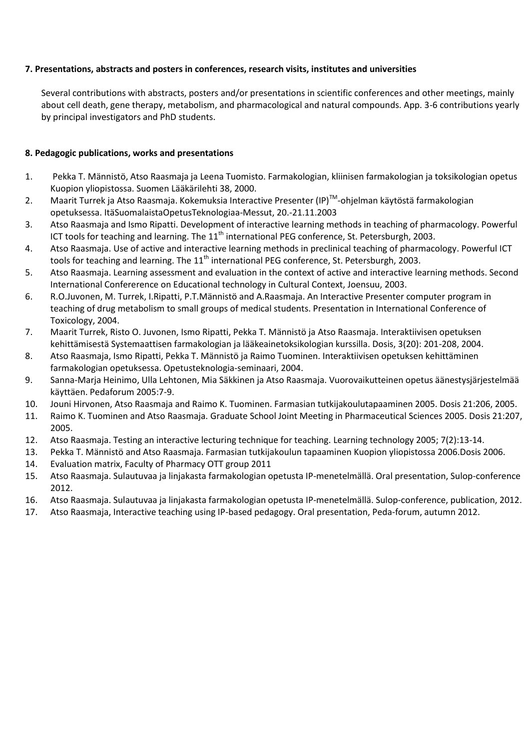**7. Presentations, abstracts and posters in conferences, research visits, institutes and universities**

Several contributions with abstracts, posters and/or presentations in scientific conferences and other meetings, mainly about cell death, gene therapy, metabolism, and pharmacological and natural compounds. App. 3-6 contributions yearly by principal investigators and PhD students.

**8. Pedagogic publications, works and presentations**

1. Pekka T. Männistö, Atso Raasmaja ja Leena Tuomisto. Farmakologian, kliinisen farmakologian ja toksikologian opetus Kuopion yliopistossa. Suomen Lääkärilehti 38, 2000.
2. Maarit Turrek ja Atso Raasmaja. Kokemuksia Interactive Presenter (IP)™-ohjelman käytöstä farmakologian opetuksessa. ItäSuomalaistaOpetusTeknologiaa-Messut, 20.-21.11.2003
3. Atso Raasmaja and Ismo Ripatti. Development of interactive learning methods in teaching of pharmacology. Powerful ICT tools for teaching and learning. The 11th international PEG conference, St. Petersburgh, 2003.
4. Atso Raasmaja. Use of active and interactive learning methods in preclinical teaching of pharmacology. Powerful ICT tools for teaching and learning. The 11th international PEG conference, St. Petersburgh, 2003.
5. Atso Raasmaja. Learning assessment and evaluation in the context of active and interactive learning methods. Second International Confererence on Educational technology in Cultural Context, Joensuu, 2003.
6. R.O.Juvonen, M. Turrek, I.Ripatti, P.T.Männistö and A.Raasmaja. An Interactive Presenter computer program in teaching of drug metabolism to small groups of medical students. Presentation in International Conference of Toxicology, 2004.
7. Maarit Turrek, Risto O. Juvonen, Ismo Ripatti, Pekka T. Männistö ja Atso Raasmaja. Interaktiivisen opetuksen kehittämisestä Systemaattisen farmakologian ja lääkeainetoksikologian kurssilla. Dosis, 3(20): 201-208, 2004.
8. Atso Raasmaja, Ismo Ripatti, Pekka T. Männistö ja Raimo Tuominen. Interaktiivisen opetuksen kehittäminen farmakologian opetuksessa. Opetusteknologia-seminaari, 2004.
9. Sanna-Marja Heinimo, Ulla Lehtonen, Mia Säkkinen ja Atso Raasmaja. Vuorovaikutteinen opetus äänestysjärjestelmää käyttäen. Pedaforum 2005:7-9.
10. Jouni Hirvonen, Atso Raasmaja and Raimo K. Tuominen. Farmasian tutkijakoulutapaaminen 2005. Dosis 21:206, 2005.
11. Raimo K. Tuominen and Atso Raasmaja. Graduate School Joint Meeting in Pharmaceutical Sciences 2005. Dosis 21:207, 2005.
12. Atso Raasmaja. Testing an interactive lecturing technique for teaching. Learning technology 2005; 7(2):13-14.
13. Pekka T. Männistö and Atso Raasmaja. Farmasian tutkijakoulun tapaaminen Kuopion yliopistossa 2006.Dosis 2006.
14. Evaluation matrix, Faculty of Pharmacy OTT group 2011
15. Atso Raasmaja. Sulautuvaa ja linjakasta farmakologian opetusta IP-menetelmällä. Oral presentation, Sulop-conference 2012.
16. Atso Raasmaja. Sulautuvaa ja linjakasta farmakologian opetusta IP-menetelmällä. Sulop-conference, publication, 2012.
17. Atso Raasmaja, Interactive teaching using IP-based pedagogy. Oral presentation, Peda-forum, autumn 2012.